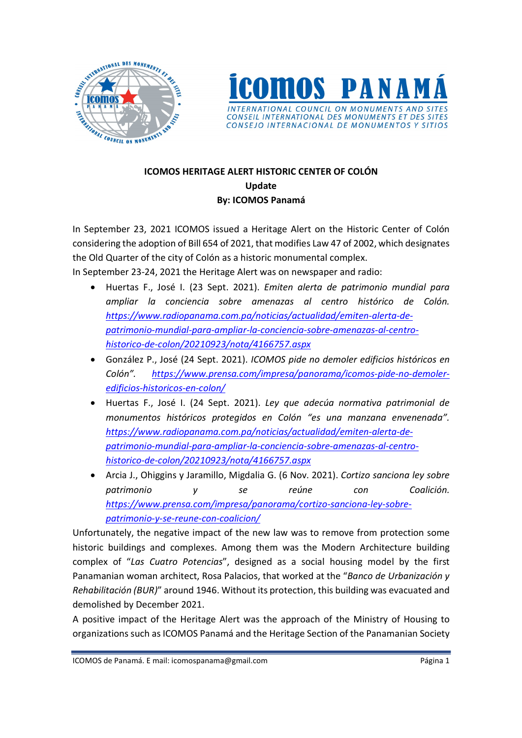ICOMOS PANAMÁ

INTERNATIONAL COUNCIL ON MONUMENTS AND SITES
CONSEIL INTERNATIONAL DES MONUMENTS ET DES SITES
CONSEJO INTERNACIONAL DE MONUMENTOS Y SITIOS

**ICOMOS HERITAGE ALERT HISTORIC CENTER OF COLÓN**
**Update**
**By: ICOMOS Panamá**

In September 23, 2021 ICOMOS issued a Heritage Alert on the Historic Center of Colón considering the adoption of Bill 654 of 2021, that modifies Law 47 of 2002, which designates the Old Quarter of the city of Colón as a historic monumental complex.
In September 23-24, 2021 the Heritage Alert was on newspaper and radio:

- Huertas F., José I. (23 Sept. 2021). *Emiten alerta de patrimonio mundial para ampliar la conciencia sobre amenazas al centro histórico de Colón.* https://www.radiopanama.com.pa/noticias/actualidad/emiten-alerta-de-patrimonio-mundial-para-ampliar-la-conciencia-sobre-amenazas-al-centro-historico-de-colon/20210923/nota/4166757.aspx
- González P., José (24 Sept. 2021). *ICOMOS pide no demoler edificios históricos en Colón".* https://www.prensa.com/impresa/panorama/icomos-pide-no-demoler-edificios-historicos-en-colon/
- Huertas F., José I. (24 Sept. 2021). *Ley que adecúa normativa patrimonial de monumentos históricos protegidos en Colón "es una manzana envenenada".* https://www.radiopanama.com.pa/noticias/actualidad/emiten-alerta-de-patrimonio-mundial-para-ampliar-la-conciencia-sobre-amenazas-al-centro-historico-de-colon/20210923/nota/4166757.aspx
- Arcia J., Ohiggins y Jaramillo, Migdalia G. (6 Nov. 2021). *Cortizo sanciona ley sobre patrimonio y se reúne con Coalición.* https://www.prensa.com/impresa/panorama/cortizo-sanciona-ley-sobre-patrimonio-y-se-reune-con-coalicion/

Unfortunately, the negative impact of the new law was to remove from protection some historic buildings and complexes. Among them was the Modern Architecture building complex of "*Las Cuatro Potencias*", designed as a social housing model by the first Panamanian woman architect, Rosa Palacios, that worked at the "*Banco de Urbanización y Rehabilitación (BUR)*" around 1946. Without its protection, this building was evacuated and demolished by December 2021.

A positive impact of the Heritage Alert was the approach of the Ministry of Housing to organizations such as ICOMOS Panamá and the Heritage Section of the Panamanian Society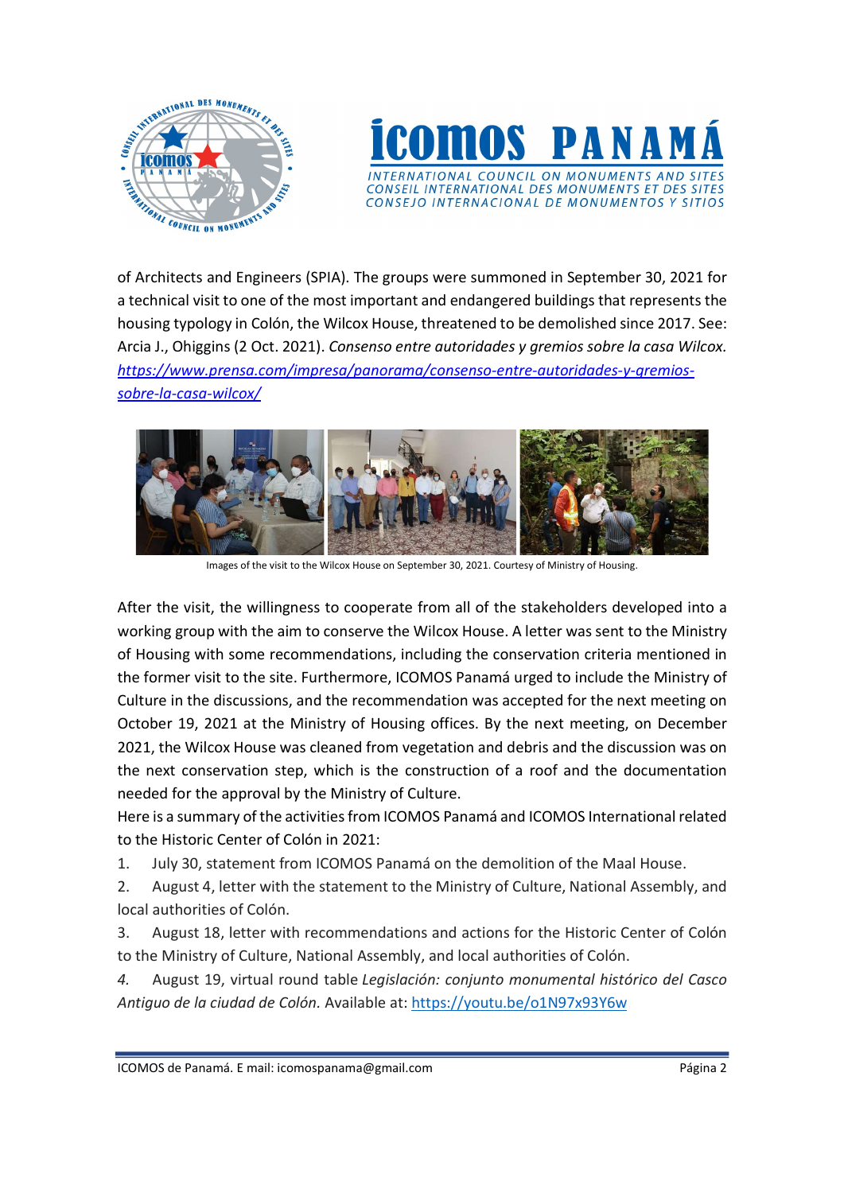of Architects and Engineers (SPIA). The groups were summoned in September 30, 2021 for a technical visit to one of the most important and endangered buildings that represents the housing typology in Colón, the Wilcox House, threatened to be demolished since 2017. See: Arcia J., Ohiggins (2 Oct. 2021). *Consenso entre autoridades y gremios sobre la casa Wilcox.* https://www.prensa.com/impresa/panorama/consenso-entre-autoridades-y-gremios-sobre-la-casa-wilcox/

Images of the visit to the Wilcox House on September 30, 2021. Courtesy of Ministry of Housing.

After the visit, the willingness to cooperate from all of the stakeholders developed into a working group with the aim to conserve the Wilcox House. A letter was sent to the Ministry of Housing with some recommendations, including the conservation criteria mentioned in the former visit to the site. Furthermore, ICOMOS Panamá urged to include the Ministry of Culture in the discussions, and the recommendation was accepted for the next meeting on October 19, 2021 at the Ministry of Housing offices. By the next meeting, on December 2021, the Wilcox House was cleaned from vegetation and debris and the discussion was on the next conservation step, which is the construction of a roof and the documentation needed for the approval by the Ministry of Culture.

Here is a summary of the activities from ICOMOS Panamá and ICOMOS International related to the Historic Center of Colón in 2021:

1. July 30, statement from ICOMOS Panamá on the demolition of the Maal House.
2. August 4, letter with the statement to the Ministry of Culture, National Assembly, and local authorities of Colón.
3. August 18, letter with recommendations and actions for the Historic Center of Colón to the Ministry of Culture, National Assembly, and local authorities of Colón.
4. August 19, virtual round table *Legislación: conjunto monumental histórico del Casco Antiguo de la ciudad de Colón.* Available at: https://youtu.be/o1N97x93Y6w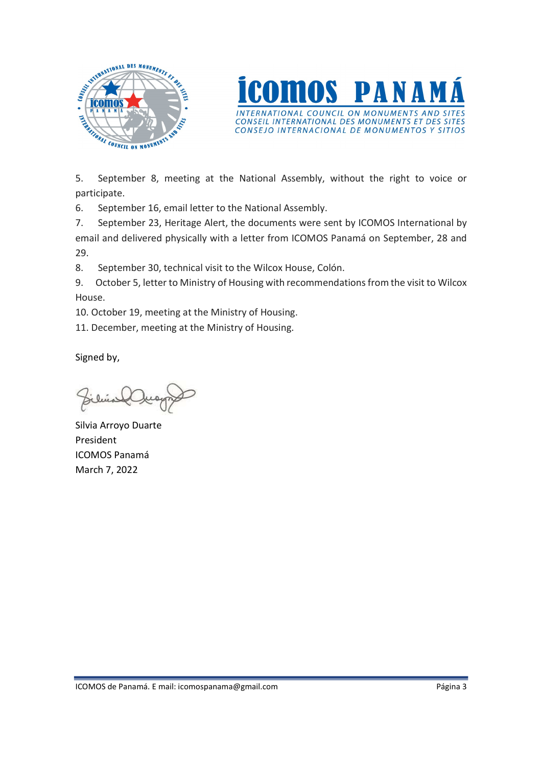5. September 8, meeting at the National Assembly, without the right to voice or participate.
6. September 16, email letter to the National Assembly.
7. September 23, Heritage Alert, the documents were sent by ICOMOS International by email and delivered physically with a letter from ICOMOS Panamá on September, 28 and 29.
8. September 30, technical visit to the Wilcox House, Colón.
9. October 5, letter to Ministry of Housing with recommendations from the visit to Wilcox House.
10. October 19, meeting at the Ministry of Housing.
11. December, meeting at the Ministry of Housing.

Signed by,

Silvia Arroyo Duarte
President
ICOMOS Panamá
March 7, 2022